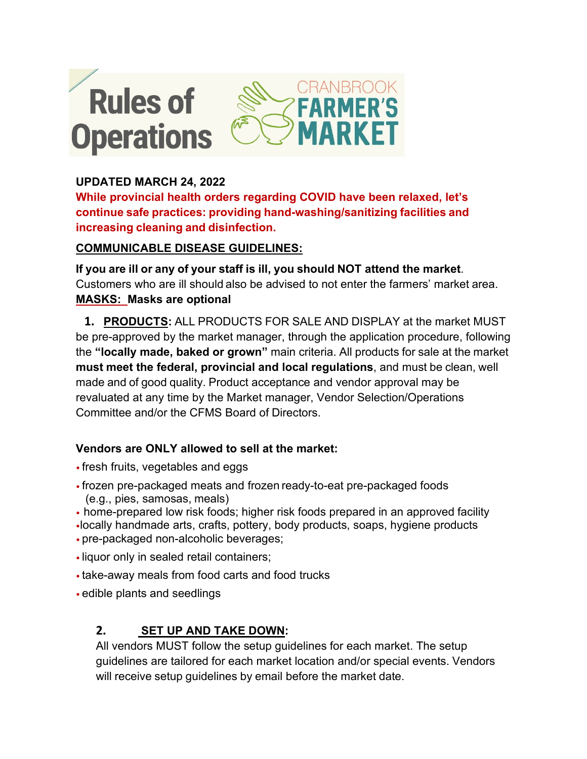# Rules of Operations

CRANBROOK FARMER'S MARKET

**UPDATED MARCH 24, 2022**

**While provincial health orders regarding COVID have been relaxed, let's continue safe practices: providing hand-washing/sanitizing facilities and increasing cleaning and disinfection.**

**COMMUNICABLE DISEASE GUIDELINES:**

**If you are ill or any of your staff is ill, you should NOT attend the market**. Customers who are ill should also be advised to not enter the farmers' market area.

**MASKS: Masks are optional**

1. **PRODUCTS:** ALL PRODUCTS FOR SALE AND DISPLAY at the market MUST be pre-approved by the market manager, through the application procedure, following the **"locally made, baked or grown"** main criteria. All products for sale at the market **must meet the federal, provincial and local regulations**, and must be clean, well made and of good quality. Product acceptance and vendor approval may be revaluated at any time by the Market manager, Vendor Selection/Operations Committee and/or the CFMS Board of Directors.

**Vendors are ONLY allowed to sell at the market:**

- fresh fruits, vegetables and eggs
- frozen pre-packaged meats and frozen ready-to-eat pre-packaged foods (e.g., pies, samosas, meals)
- home-prepared low risk foods; higher risk foods prepared in an approved facility
- locally handmade arts, crafts, pottery, body products, soaps, hygiene products
- pre-packaged non-alcoholic beverages;
- liquor only in sealed retail containers;
- take-away meals from food carts and food trucks
- edible plants and seedlings

2. **SET UP AND TAKE DOWN:**
All vendors MUST follow the setup guidelines for each market. The setup guidelines are tailored for each market location and/or special events. Vendors will receive setup guidelines by email before the market date.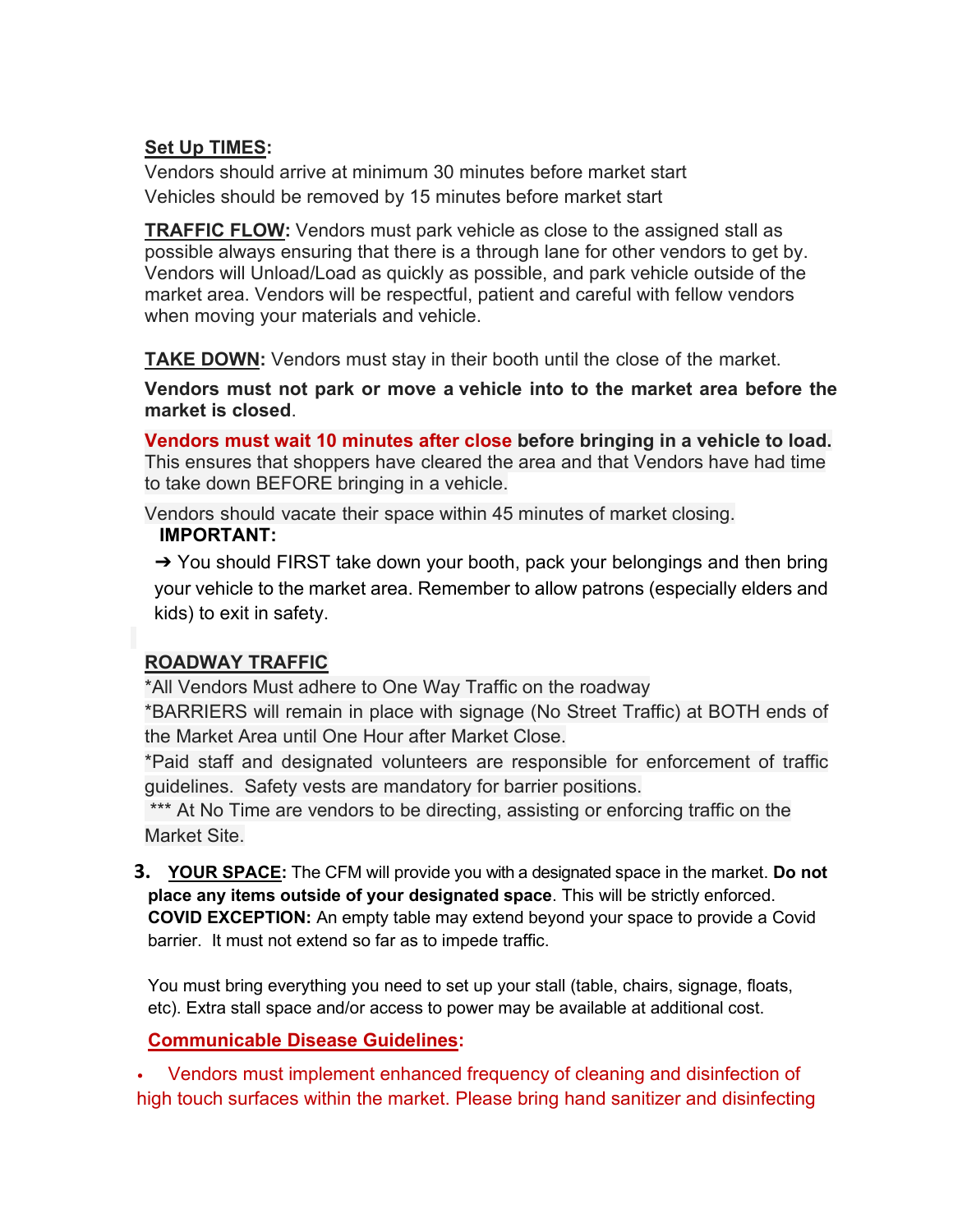**Set Up TIMES:**

Vendors should arrive at minimum 30 minutes before market start

Vehicles should be removed by 15 minutes before market start

**TRAFFIC FLOW:** Vendors must park vehicle as close to the assigned stall as possible always ensuring that there is a through lane for other vendors to get by. Vendors will Unload/Load as quickly as possible, and park vehicle outside of the market area. Vendors will be respectful, patient and careful with fellow vendors when moving your materials and vehicle.

**TAKE DOWN:** Vendors must stay in their booth until the close of the market.

**Vendors must not park or move a vehicle into to the market area before the market is closed**.

**Vendors must wait 10 minutes after close before bringing in a vehicle to load.** This ensures that shoppers have cleared the area and that Vendors have had time to take down BEFORE bringing in a vehicle.

Vendors should vacate their space within 45 minutes of market closing.

**IMPORTANT:**

➔ You should FIRST take down your booth, pack your belongings and then bring your vehicle to the market area. Remember to allow patrons (especially elders and kids) to exit in safety.

**ROADWAY TRAFFIC**

*All Vendors Must adhere to One Way Traffic on the roadway

*BARRIERS will remain in place with signage (No Street Traffic) at BOTH ends of the Market Area until One Hour after Market Close.

*Paid staff and designated volunteers are responsible for enforcement of traffic guidelines. Safety vests are mandatory for barrier positions.

*** At No Time are vendors to be directing, assisting or enforcing traffic on the Market Site.

3. **YOUR SPACE:** The CFM will provide you with a designated space in the market. **Do not place any items outside of your designated space**. This will be strictly enforced. **COVID EXCEPTION:** An empty table may extend beyond your space to provide a Covid barrier. It must not extend so far as to impede traffic.

   You must bring everything you need to set up your stall (table, chairs, signage, floats, etc). Extra stall space and/or access to power may be available at additional cost.

**Communicable Disease Guidelines:**

- Vendors must implement enhanced frequency of cleaning and disinfection of high touch surfaces within the market. Please bring hand sanitizer and disinfecting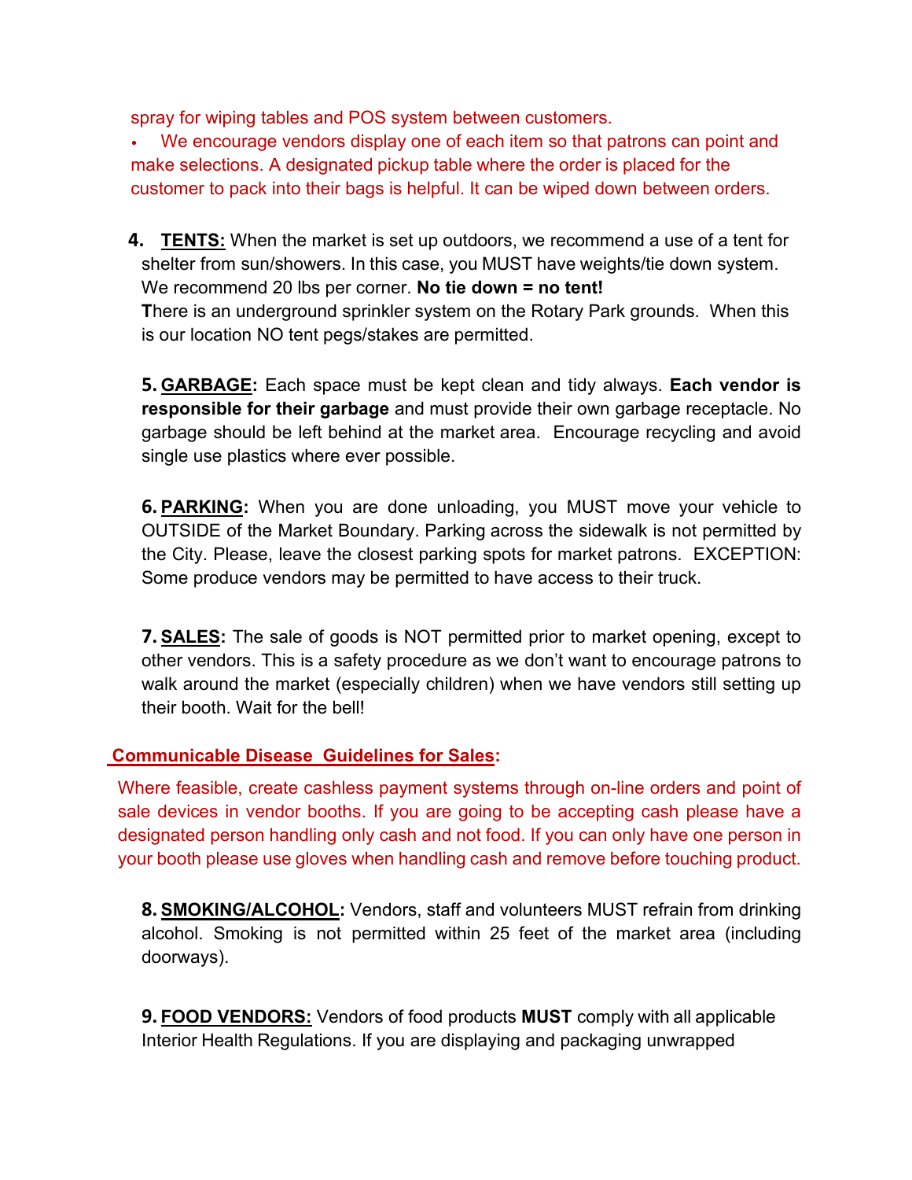spray for wiping tables and POS system between customers.

- We encourage vendors display one of each item so that patrons can point and make selections. A designated pickup table where the order is placed for the customer to pack into their bags is helpful. It can be wiped down between orders.

4. **TENTS:** When the market is set up outdoors, we recommend a use of a tent for shelter from sun/showers. In this case, you MUST have weights/tie down system. We recommend 20 lbs per corner. **No tie down = no tent!**
   **T**here is an underground sprinkler system on the Rotary Park grounds. When this is our location NO tent pegs/stakes are permitted.

5. **GARBAGE:** Each space must be kept clean and tidy always. **Each vendor is responsible for their garbage** and must provide their own garbage receptacle. No garbage should be left behind at the market area. Encourage recycling and avoid single use plastics where ever possible.

6. **PARKING:** When you are done unloading, you MUST move your vehicle to OUTSIDE of the Market Boundary. Parking across the sidewalk is not permitted by the City. Please, leave the closest parking spots for market patrons. EXCEPTION: Some produce vendors may be permitted to have access to their truck.

7. **SALES:** The sale of goods is NOT permitted prior to market opening, except to other vendors. This is a safety procedure as we don't want to encourage patrons to walk around the market (especially children) when we have vendors still setting up their booth. Wait for the bell!

**Communicable Disease Guidelines for Sales:**

Where feasible, create cashless payment systems through on-line orders and point of sale devices in vendor booths. If you are going to be accepting cash please have a designated person handling only cash and not food. If you can only have one person in your booth please use gloves when handling cash and remove before touching product.

8. **SMOKING/ALCOHOL:** Vendors, staff and volunteers MUST refrain from drinking alcohol. Smoking is not permitted within 25 feet of the market area (including doorways).

9. **FOOD VENDORS:** Vendors of food products **MUST** comply with all applicable Interior Health Regulations. If you are displaying and packaging unwrapped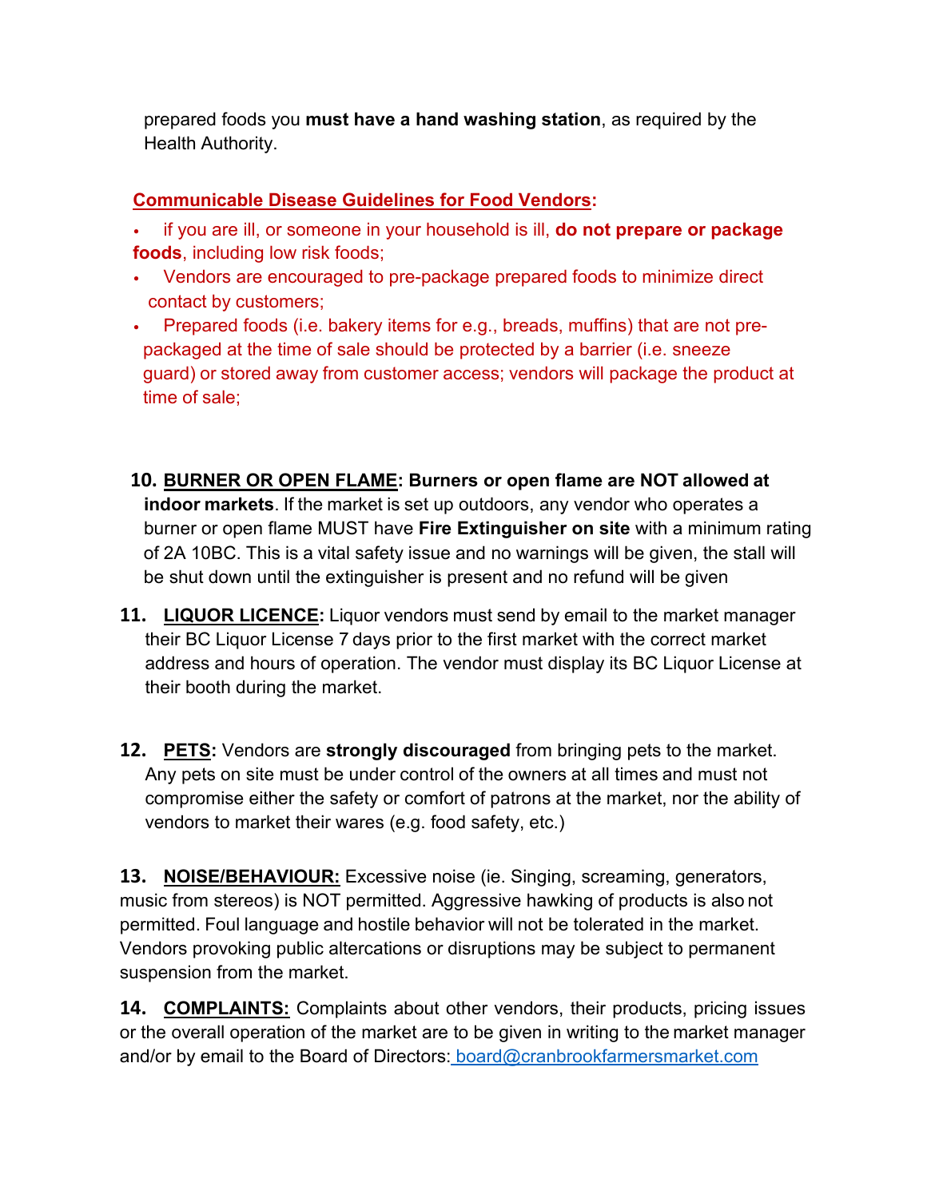prepared foods you **must have a hand washing station**, as required by the Health Authority.

**Communicable Disease Guidelines for Food Vendors:**

- if you are ill, or someone in your household is ill, **do not prepare or package foods**, including low risk foods;
- Vendors are encouraged to pre-package prepared foods to minimize direct contact by customers;
- Prepared foods (i.e. bakery items for e.g., breads, muffins) that are not pre-packaged at the time of sale should be protected by a barrier (i.e. sneeze guard) or stored away from customer access; vendors will package the product at time of sale;

10. **BURNER OR OPEN FLAME: Burners or open flame are NOT allowed at indoor markets**. If the market is set up outdoors, any vendor who operates a burner or open flame MUST have **Fire Extinguisher on site** with a minimum rating of 2A 10BC. This is a vital safety issue and no warnings will be given, the stall will be shut down until the extinguisher is present and no refund will be given

11. **LIQUOR LICENCE:** Liquor vendors must send by email to the market manager their BC Liquor License 7 days prior to the first market with the correct market address and hours of operation. The vendor must display its BC Liquor License at their booth during the market.

12. **PETS:** Vendors are **strongly discouraged** from bringing pets to the market. Any pets on site must be under control of the owners at all times and must not compromise either the safety or comfort of patrons at the market, nor the ability of vendors to market their wares (e.g. food safety, etc.)

13. **NOISE/BEHAVIOUR:** Excessive noise (ie. Singing, screaming, generators, music from stereos) is NOT permitted. Aggressive hawking of products is also not permitted. Foul language and hostile behavior will not be tolerated in the market. Vendors provoking public altercations or disruptions may be subject to permanent suspension from the market.

14. **COMPLAINTS:** Complaints about other vendors, their products, pricing issues or the overall operation of the market are to be given in writing to the market manager and/or by email to the Board of Directors: board@cranbrookfarmersmarket.com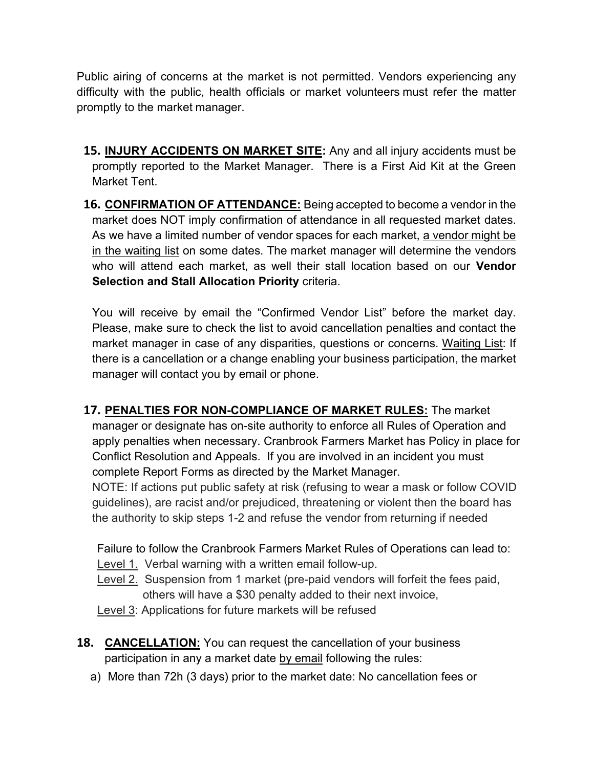Public airing of concerns at the market is not permitted. Vendors experiencing any difficulty with the public, health officials or market volunteers must refer the matter promptly to the market manager.

15. **INJURY ACCIDENTS ON MARKET SITE:** Any and all injury accidents must be promptly reported to the Market Manager. There is a First Aid Kit at the Green Market Tent.

16. **CONFIRMATION OF ATTENDANCE:** Being accepted to become a vendor in the market does NOT imply confirmation of attendance in all requested market dates. As we have a limited number of vendor spaces for each market, a vendor might be in the waiting list on some dates. The market manager will determine the vendors who will attend each market, as well their stall location based on our **Vendor Selection and Stall Allocation Priority** criteria.

    You will receive by email the "Confirmed Vendor List" before the market day. Please, make sure to check the list to avoid cancellation penalties and contact the market manager in case of any disparities, questions or concerns. Waiting List: If there is a cancellation or a change enabling your business participation, the market manager will contact you by email or phone.

17. **PENALTIES FOR NON-COMPLIANCE OF MARKET RULES:** The market manager or designate has on-site authority to enforce all Rules of Operation and apply penalties when necessary. Cranbrook Farmers Market has Policy in place for Conflict Resolution and Appeals. If you are involved in an incident you must complete Report Forms as directed by the Market Manager.
    NOTE: If actions put public safety at risk (refusing to wear a mask or follow COVID guidelines), are racist and/or prejudiced, threatening or violent then the board has the authority to skip steps 1-2 and refuse the vendor from returning if needed

    Failure to follow the Cranbrook Farmers Market Rules of Operations can lead to:
    Level 1. Verbal warning with a written email follow-up.
    Level 2. Suspension from 1 market (pre-paid vendors will forfeit the fees paid, others will have a $30 penalty added to their next invoice,
    Level 3: Applications for future markets will be refused

18. **CANCELLATION:** You can request the cancellation of your business participation in any a market date by email following the rules:
    a) More than 72h (3 days) prior to the market date: No cancellation fees or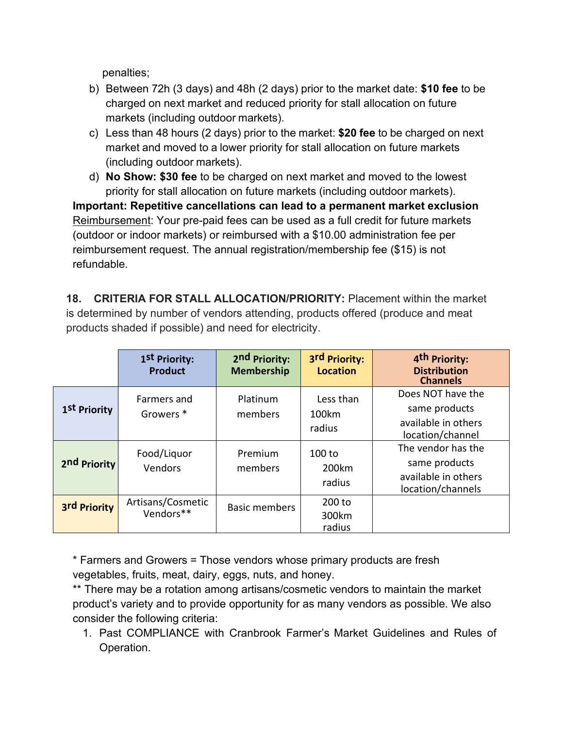penalties;

b) Between 72h (3 days) and 48h (2 days) prior to the market date: **$10 fee** to be charged on next market and reduced priority for stall allocation on future markets (including outdoor markets).
c) Less than 48 hours (2 days) prior to the market: **$20 fee** to be charged on next market and moved to a lower priority for stall allocation on future markets (including outdoor markets).
d) **No Show: $30 fee** to be charged on next market and moved to the lowest priority for stall allocation on future markets (including outdoor markets).

**Important: Repetitive cancellations can lead to a permanent market exclusion**

Reimbursement: Your pre-paid fees can be used as a full credit for future markets (outdoor or indoor markets) or reimbursed with a $10.00 administration fee per reimbursement request. The annual registration/membership fee ($15) is not refundable.

**18. CRITERIA FOR STALL ALLOCATION/PRIORITY:** Placement within the market is determined by number of vendors attending, products offered (produce and meat products shaded if possible) and need for electricity.

| | 1st Priority: Product | 2nd Priority: Membership | 3rd Priority: Location | 4th Priority: Distribution Channels |
|---|---|---|---|---|
| **1st Priority** | Farmers and Growers * | Platinum members | Less than 100km radius | Does NOT have the same products available in others location/channel |
| **2nd Priority** | Food/Liquor Vendors | Premium members | 100 to 200km radius | The vendor has the same products available in others location/channels |
| **3rd Priority** | Artisans/Cosmetic Vendors** | Basic members | 200 to 300km radius | |

* Farmers and Growers = Those vendors whose primary products are fresh vegetables, fruits, meat, dairy, eggs, nuts, and honey.

** There may be a rotation among artisans/cosmetic vendors to maintain the market product's variety and to provide opportunity for as many vendors as possible. We also consider the following criteria:

1. Past COMPLIANCE with Cranbrook Farmer's Market Guidelines and Rules of Operation.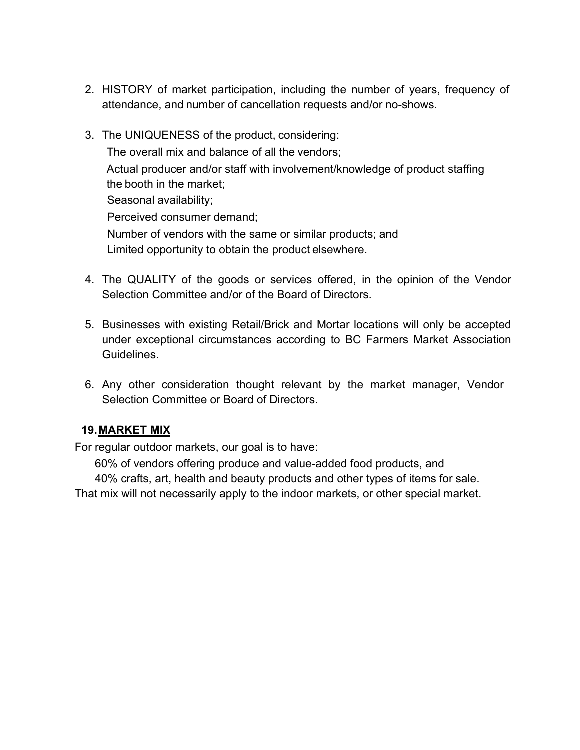2. HISTORY of market participation, including the number of years, frequency of attendance, and number of cancellation requests and/or no-shows.

3. The UNIQUENESS of the product, considering:
   - The overall mix and balance of all the vendors;
   - Actual producer and/or staff with involvement/knowledge of product staffing the booth in the market;
   - Seasonal availability;
   - Perceived consumer demand;
   - Number of vendors with the same or similar products; and
   - Limited opportunity to obtain the product elsewhere.

4. The QUALITY of the goods or services offered, in the opinion of the Vendor Selection Committee and/or of the Board of Directors.

5. Businesses with existing Retail/Brick and Mortar locations will only be accepted under exceptional circumstances according to BC Farmers Market Association Guidelines.

6. Any other consideration thought relevant by the market manager, Vendor Selection Committee or Board of Directors.

## 19. MARKET MIX

For regular outdoor markets, our goal is to have:

- 60% of vendors offering produce and value-added food products, and
- 40% crafts, art, health and beauty products and other types of items for sale.

That mix will not necessarily apply to the indoor markets, or other special market.